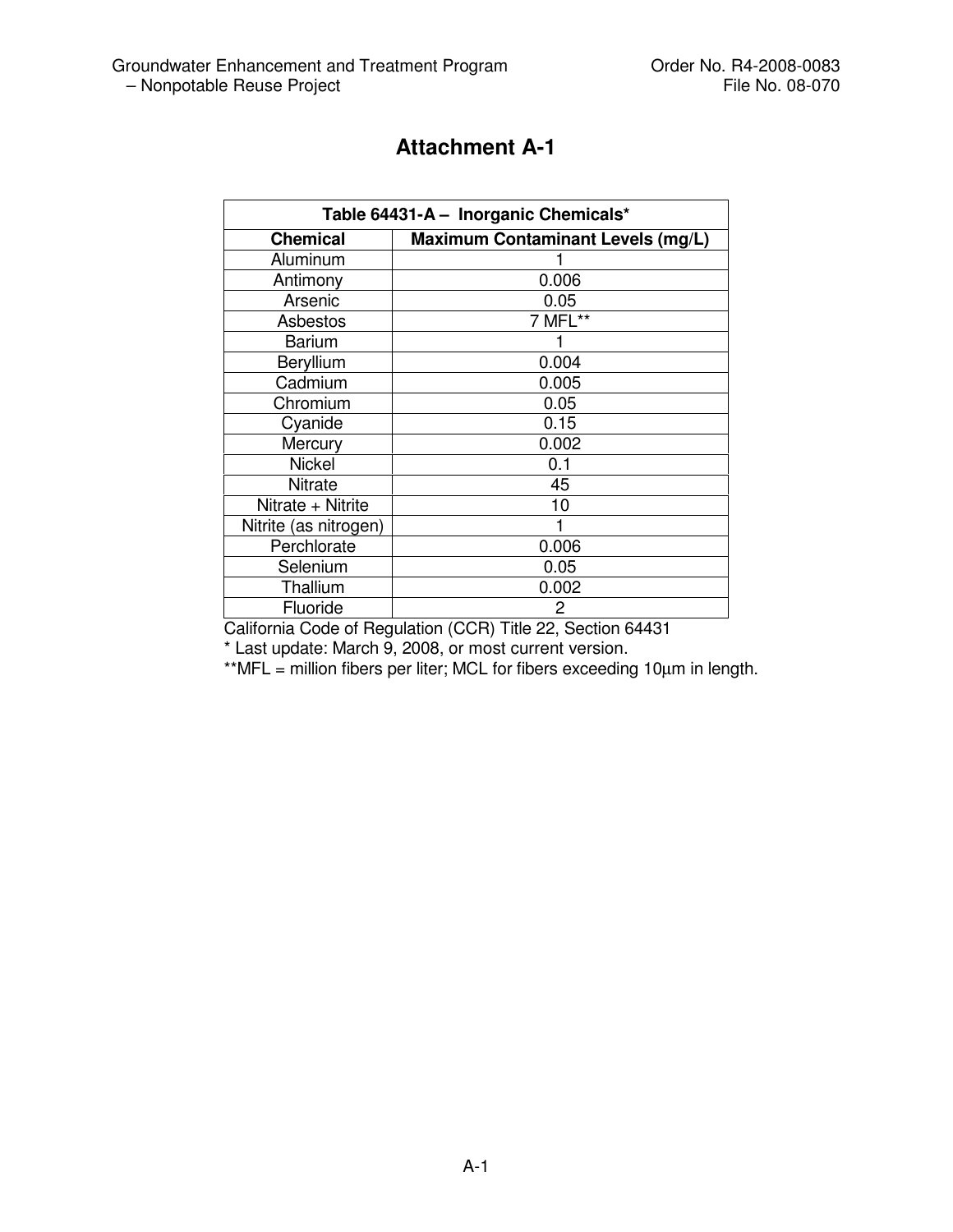# Attachment A-1

| Table 64431-A – Inorganic Chemicals* | |
|---|---|
| **Chemical** | **Maximum Contaminant Levels (mg/L)** |
| Aluminum | 1 |
| Antimony | 0.006 |
| Arsenic | 0.05 |
| Asbestos | 7 MFL** |
| Barium | 1 |
| Beryllium | 0.004 |
| Cadmium | 0.005 |
| Chromium | 0.05 |
| Cyanide | 0.15 |
| Mercury | 0.002 |
| Nickel | 0.1 |
| Nitrate | 45 |
| Nitrate + Nitrite | 10 |
| Nitrite (as nitrogen) | 1 |
| Perchlorate | 0.006 |
| Selenium | 0.05 |
| Thallium | 0.002 |
| Fluoride | 2 |

California Code of Regulation (CCR) Title 22, Section 64431

* Last update: March 9, 2008, or most current version.

**MFL = million fibers per liter; MCL for fibers exceeding 10μm in length.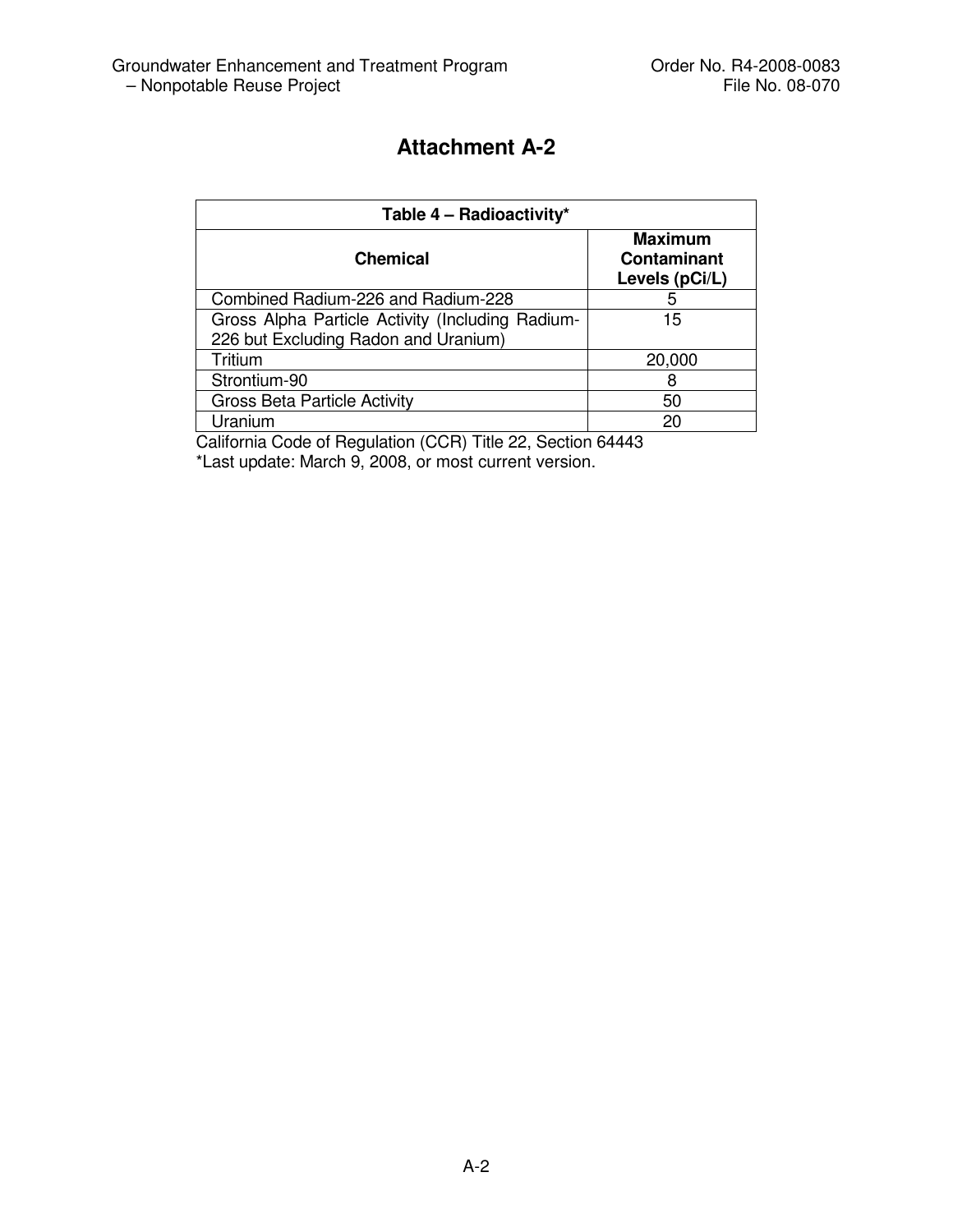# Attachment A-2

| Table 4 – Radioactivity* | |
|---|---|
| **Chemical** | **Maximum Contaminant Levels (pCi/L)** |
| Combined Radium-226 and Radium-228 | 5 |
| Gross Alpha Particle Activity (Including Radium-226 but Excluding Radon and Uranium) | 15 |
| Tritium | 20,000 |
| Strontium-90 | 8 |
| Gross Beta Particle Activity | 50 |
| Uranium | 20 |

California Code of Regulation (CCR) Title 22, Section 64443

*Last update: March 9, 2008, or most current version.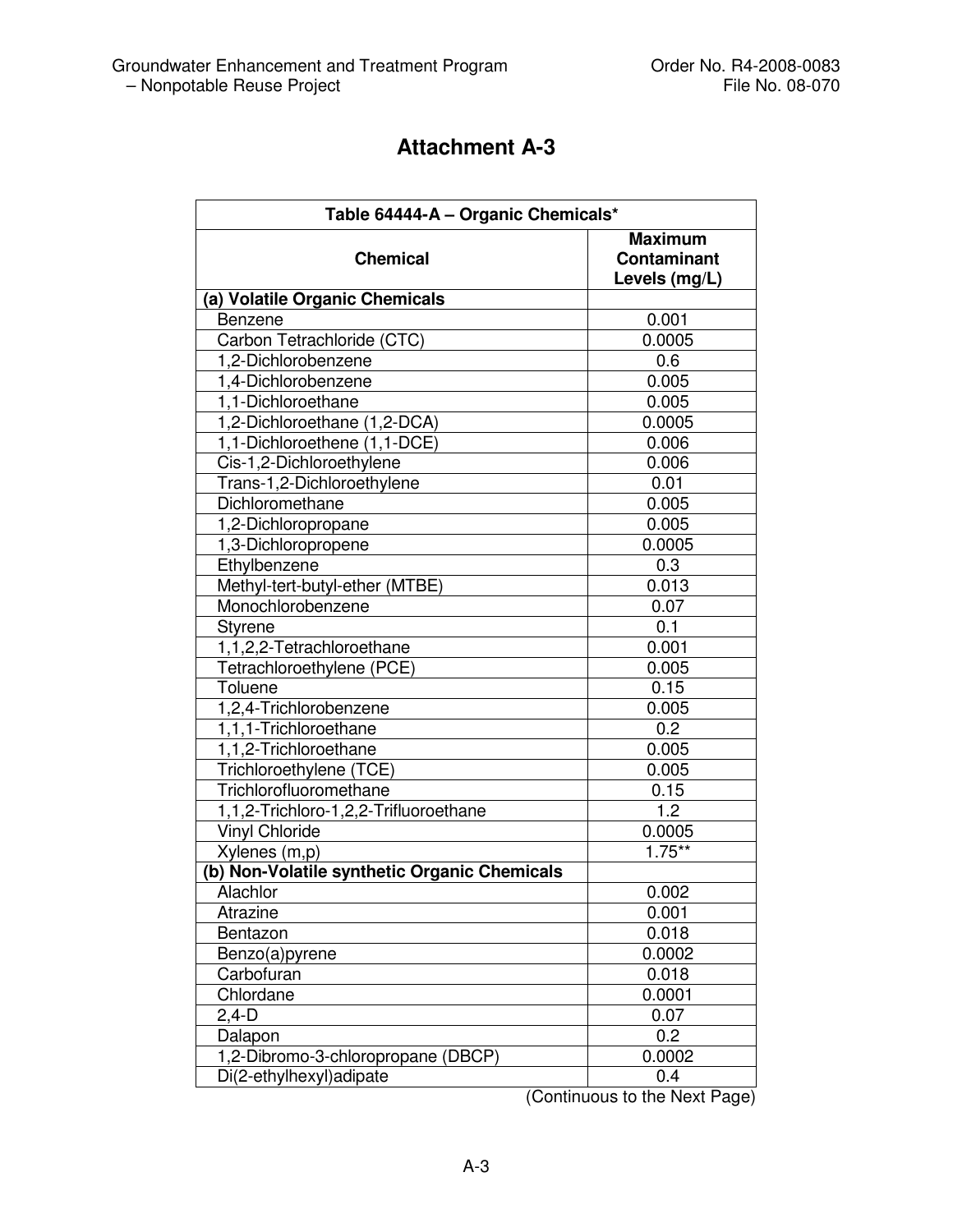# Attachment A-3

| Table 64444-A – Organic Chemicals* | |
|---|---|
| **Chemical** | **Maximum Contaminant Levels (mg/L)** |
| **(a) Volatile Organic Chemicals** | |
| Benzene | 0.001 |
| Carbon Tetrachloride (CTC) | 0.0005 |
| 1,2-Dichlorobenzene | 0.6 |
| 1,4-Dichlorobenzene | 0.005 |
| 1,1-Dichloroethane | 0.005 |
| 1,2-Dichloroethane (1,2-DCA) | 0.0005 |
| 1,1-Dichloroethene (1,1-DCE) | 0.006 |
| Cis-1,2-Dichloroethylene | 0.006 |
| Trans-1,2-Dichloroethylene | 0.01 |
| Dichloromethane | 0.005 |
| 1,2-Dichloropropane | 0.005 |
| 1,3-Dichloropropene | 0.0005 |
| Ethylbenzene | 0.3 |
| Methyl-tert-butyl-ether (MTBE) | 0.013 |
| Monochlorobenzene | 0.07 |
| Styrene | 0.1 |
| 1,1,2,2-Tetrachloroethane | 0.001 |
| Tetrachloroethylene (PCE) | 0.005 |
| Toluene | 0.15 |
| 1,2,4-Trichlorobenzene | 0.005 |
| 1,1,1-Trichloroethane | 0.2 |
| 1,1,2-Trichloroethane | 0.005 |
| Trichloroethylene (TCE) | 0.005 |
| Trichlorofluoromethane | 0.15 |
| 1,1,2-Trichloro-1,2,2-Trifluoroethane | 1.2 |
| Vinyl Chloride | 0.0005 |
| Xylenes (m,p) | 1.75** |
| **(b) Non-Volatile synthetic Organic Chemicals** | |
| Alachlor | 0.002 |
| Atrazine | 0.001 |
| Bentazon | 0.018 |
| Benzo(a)pyrene | 0.0002 |
| Carbofuran | 0.018 |
| Chlordane | 0.0001 |
| 2,4-D | 0.07 |
| Dalapon | 0.2 |
| 1,2-Dibromo-3-chloropropane (DBCP) | 0.0002 |
| Di(2-ethylhexyl)adipate | 0.4 |

(Continuous to the Next Page)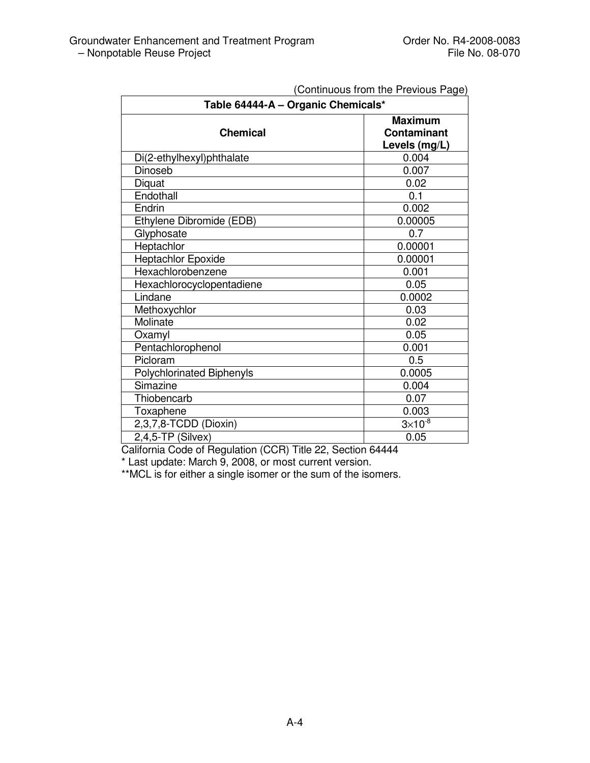(Continuous from the Previous Page)

| Table 64444-A – Organic Chemicals* | |
|---|---|
| **Chemical** | **Maximum Contaminant Levels (mg/L)** |
| Di(2-ethylhexyl)phthalate | 0.004 |
| Dinoseb | 0.007 |
| Diquat | 0.02 |
| Endothall | 0.1 |
| Endrin | 0.002 |
| Ethylene Dibromide (EDB) | 0.00005 |
| Glyphosate | 0.7 |
| Heptachlor | 0.00001 |
| Heptachlor Epoxide | 0.00001 |
| Hexachlorobenzene | 0.001 |
| Hexachlorocyclopentadiene | 0.05 |
| Lindane | 0.0002 |
| Methoxychlor | 0.03 |
| Molinate | 0.02 |
| Oxamyl | 0.05 |
| Pentachlorophenol | 0.001 |
| Picloram | 0.5 |
| Polychlorinated Biphenyls | 0.0005 |
| Simazine | 0.004 |
| Thiobencarb | 0.07 |
| Toxaphene | 0.003 |
| 2,3,7,8-TCDD (Dioxin) | $3 \times 10^{-8}$ |
| 2,4,5-TP (Silvex) | 0.05 |

California Code of Regulation (CCR) Title 22, Section 64444

* Last update: March 9, 2008, or most current version.

**MCL is for either a single isomer or the sum of the isomers.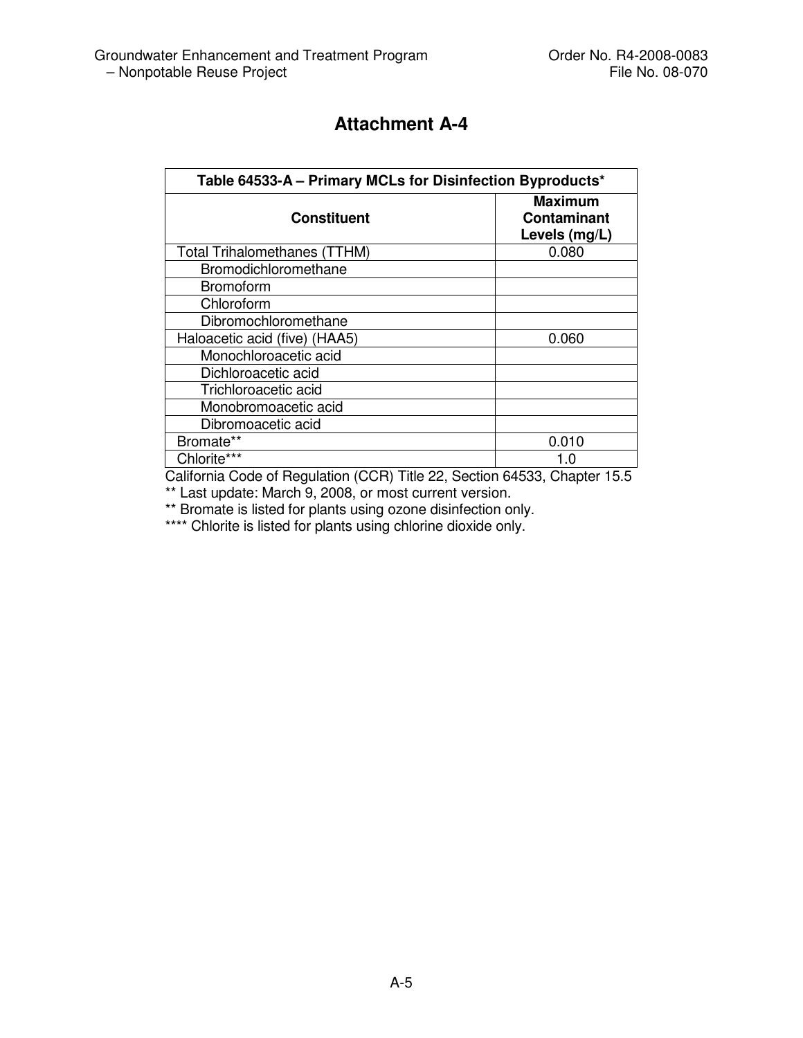# Attachment A-4

| Table 64533-A – Primary MCLs for Disinfection Byproducts* | |
|---|---|
| **Constituent** | **Maximum Contaminant Levels (mg/L)** |
| Total Trihalomethanes (TTHM) | 0.080 |
| Bromodichloromethane | |
| Bromoform | |
| Chloroform | |
| Dibromochloromethane | |
| Haloacetic acid (five) (HAA5) | 0.060 |
| Monochloroacetic acid | |
| Dichloroacetic acid | |
| Trichloroacetic acid | |
| Monobromoacetic acid | |
| Dibromoacetic acid | |
| Bromate** | 0.010 |
| Chlorite*** | 1.0 |

California Code of Regulation (CCR) Title 22, Section 64533, Chapter 15.5

** Last update: March 9, 2008, or most current version.

** Bromate is listed for plants using ozone disinfection only.

**** Chlorite is listed for plants using chlorine dioxide only.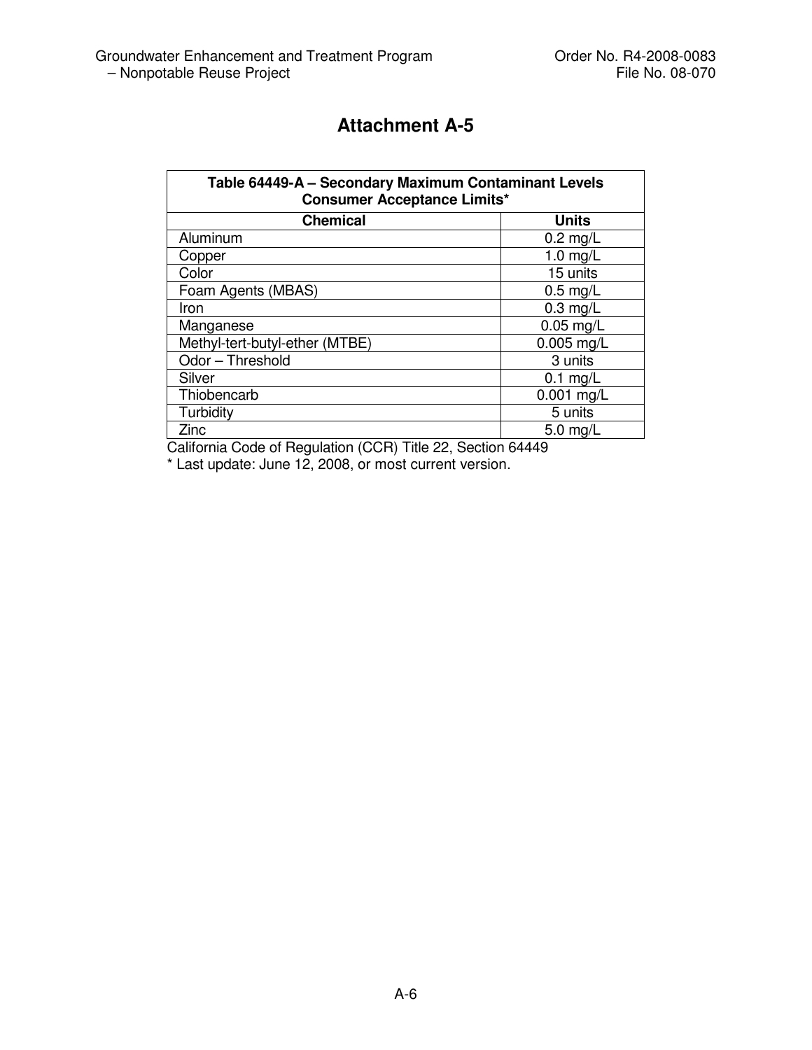# Attachment A-5

| Table 64449-A – Secondary Maximum Contaminant Levels Consumer Acceptance Limits* | |
|---|---|
| **Chemical** | **Units** |
| Aluminum | 0.2 mg/L |
| Copper | 1.0 mg/L |
| Color | 15 units |
| Foam Agents (MBAS) | 0.5 mg/L |
| Iron | 0.3 mg/L |
| Manganese | 0.05 mg/L |
| Methyl-tert-butyl-ether (MTBE) | 0.005 mg/L |
| Odor – Threshold | 3 units |
| Silver | 0.1 mg/L |
| Thiobencarb | 0.001 mg/L |
| Turbidity | 5 units |
| Zinc | 5.0 mg/L |

California Code of Regulation (CCR) Title 22, Section 64449

* Last update: June 12, 2008, or most current version.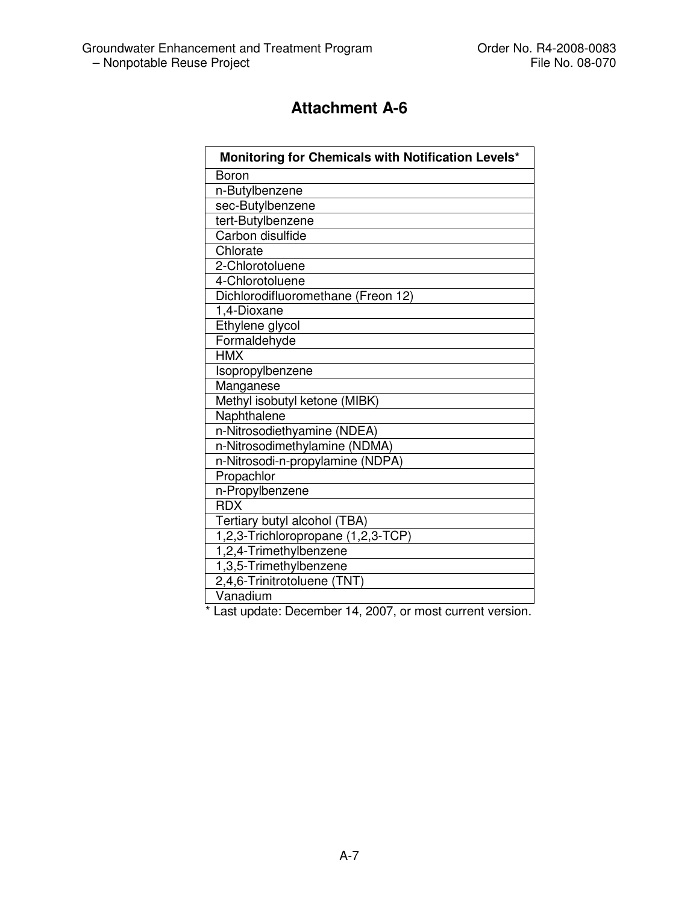# Attachment A-6

| Monitoring for Chemicals with Notification Levels* |
|---|
| Boron |
| n-Butylbenzene |
| sec-Butylbenzene |
| tert-Butylbenzene |
| Carbon disulfide |
| Chlorate |
| 2-Chlorotoluene |
| 4-Chlorotoluene |
| Dichlorodifluoromethane (Freon 12) |
| 1,4-Dioxane |
| Ethylene glycol |
| Formaldehyde |
| HMX |
| Isopropylbenzene |
| Manganese |
| Methyl isobutyl ketone (MIBK) |
| Naphthalene |
| n-Nitrosodiethyamine (NDEA) |
| n-Nitrosodimethylamine (NDMA) |
| n-Nitrosodi-n-propylamine (NDPA) |
| Propachlor |
| n-Propylbenzene |
| RDX |
| Tertiary butyl alcohol (TBA) |
| 1,2,3-Trichloropropane (1,2,3-TCP) |
| 1,2,4-Trimethylbenzene |
| 1,3,5-Trimethylbenzene |
| 2,4,6-Trinitrotoluene (TNT) |
| Vanadium |

* Last update: December 14, 2007, or most current version.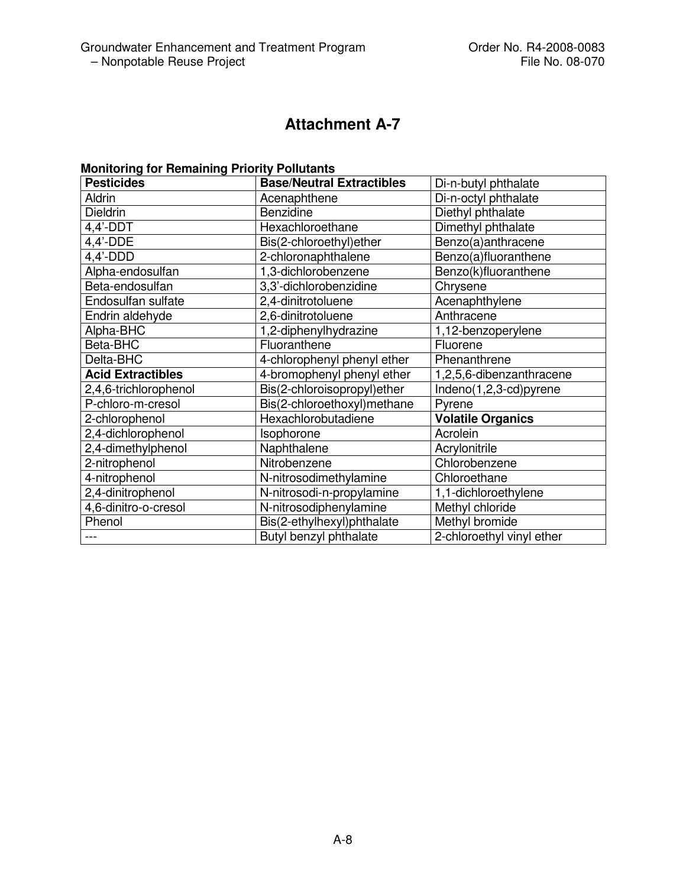# Attachment A-7

**Monitoring for Remaining Priority Pollutants**

| **Pesticides** | **Base/Neutral Extractibles** | Di-n-butyl phthalate |
|---|---|---|
| Aldrin | Acenaphthene | Di-n-octyl phthalate |
| Dieldrin | Benzidine | Diethyl phthalate |
| 4,4'-DDT | Hexachloroethane | Dimethyl phthalate |
| 4,4'-DDE | Bis(2-chloroethyl)ether | Benzo(a)anthracene |
| 4,4'-DDD | 2-chloronaphthalene | Benzo(a)fluoranthene |
| Alpha-endosulfan | 1,3-dichlorobenzene | Benzo(k)fluoranthene |
| Beta-endosulfan | 3,3'-dichlorobenzidine | Chrysene |
| Endosulfan sulfate | 2,4-dinitrotoluene | Acenaphthylene |
| Endrin aldehyde | 2,6-dinitrotoluene | Anthracene |
| Alpha-BHC | 1,2-diphenylhydrazine | 1,12-benzoperylene |
| Beta-BHC | Fluoranthene | Fluorene |
| Delta-BHC | 4-chlorophenyl phenyl ether | Phenanthrene |
| **Acid Extractibles** | 4-bromophenyl phenyl ether | 1,2,5,6-dibenzanthracene |
| 2,4,6-trichlorophenol | Bis(2-chloroisopropyl)ether | Indeno(1,2,3-cd)pyrene |
| P-chloro-m-cresol | Bis(2-chloroethoxyl)methane | Pyrene |
| 2-chlorophenol | Hexachlorobutadiene | **Volatile Organics** |
| 2,4-dichlorophenol | Isophorone | Acrolein |
| 2,4-dimethylphenol | Naphthalene | Acrylonitrile |
| 2-nitrophenol | Nitrobenzene | Chlorobenzene |
| 4-nitrophenol | N-nitrosodimethylamine | Chloroethane |
| 2,4-dinitrophenol | N-nitrosodi-n-propylamine | 1,1-dichloroethylene |
| 4,6-dinitro-o-cresol | N-nitrosodiphenylamine | Methyl chloride |
| Phenol | Bis(2-ethylhexyl)phthalate | Methyl bromide |
| --- | Butyl benzyl phthalate | 2-chloroethyl vinyl ether |